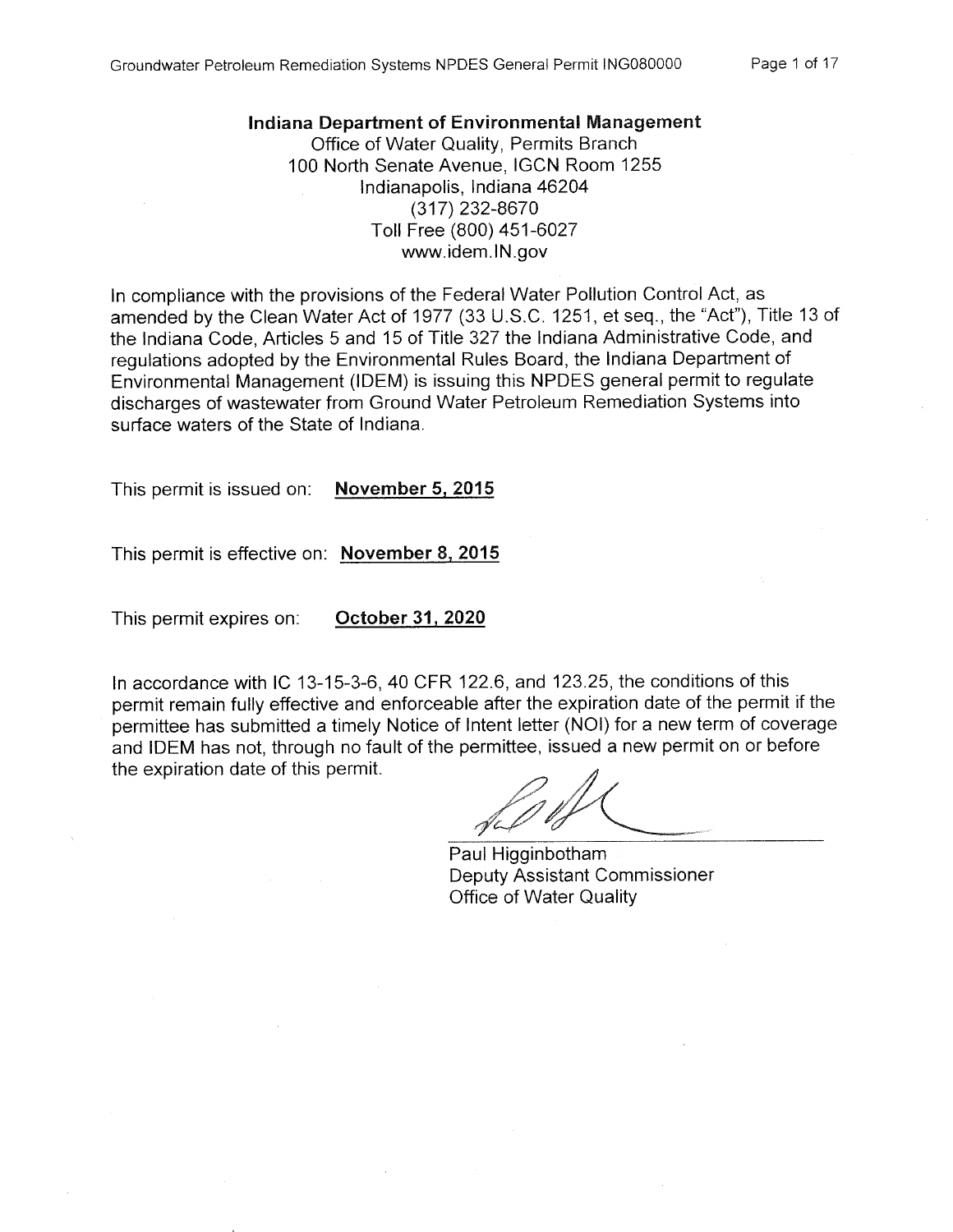**Indiana Department of Environmental Management**
Office of Water Quality, Permits Branch
100 North Senate Avenue, IGCN Room 1255
Indianapolis, Indiana 46204
(317) 232-8670
Toll Free (800) 451-6027
www.idem.IN.gov

In compliance with the provisions of the Federal Water Pollution Control Act, as amended by the Clean Water Act of 1977 (33 U.S.C. 1251, et seq., the "Act"), Title 13 of the Indiana Code, Articles 5 and 15 of Title 327 the Indiana Administrative Code, and regulations adopted by the Environmental Rules Board, the Indiana Department of Environmental Management (IDEM) is issuing this NPDES general permit to regulate discharges of wastewater from Ground Water Petroleum Remediation Systems into surface waters of the State of Indiana.

This permit is issued on: **November 5, 2015**

This permit is effective on: **November 8, 2015**

This permit expires on: **October 31, 2020**

In accordance with IC 13-15-3-6, 40 CFR 122.6, and 123.25, the conditions of this permit remain fully effective and enforceable after the expiration date of the permit if the permittee has submitted a timely Notice of Intent letter (NOI) for a new term of coverage and IDEM has not, through no fault of the permittee, issued a new permit on or before the expiration date of this permit.

Paul Higginbotham
Deputy Assistant Commissioner
Office of Water Quality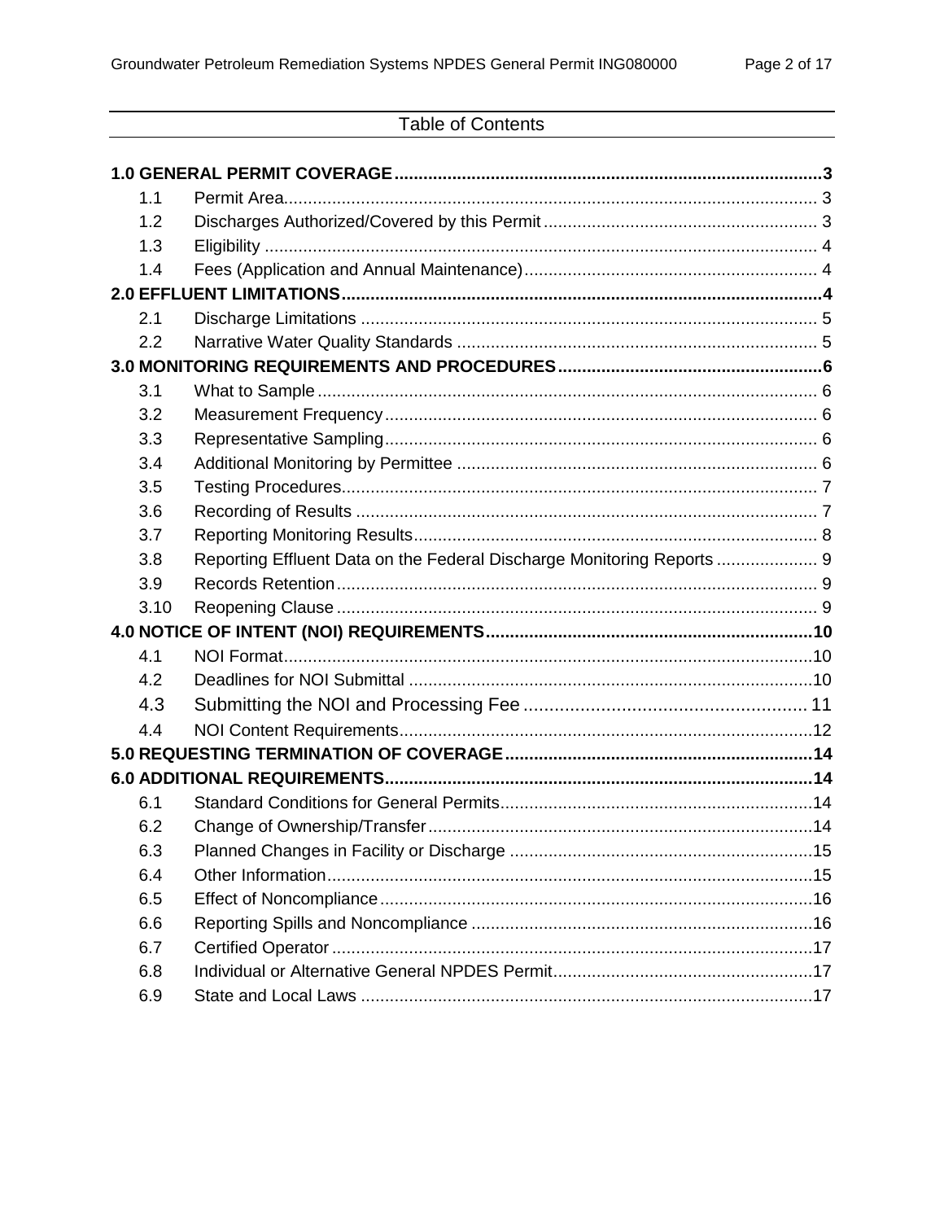# Table of Contents

**1.0 GENERAL PERMIT COVERAGE** ........ **3**

- 1.1 Permit Area ........ 3
- 1.2 Discharges Authorized/Covered by this Permit ........ 3
- 1.3 Eligibility ........ 4
- 1.4 Fees (Application and Annual Maintenance) ........ 4

**2.0 EFFLUENT LIMITATIONS** ........ **4**

- 2.1 Discharge Limitations ........ 5
- 2.2 Narrative Water Quality Standards ........ 5

**3.0 MONITORING REQUIREMENTS AND PROCEDURES** ........ **6**

- 3.1 What to Sample ........ 6
- 3.2 Measurement Frequency ........ 6
- 3.3 Representative Sampling ........ 6
- 3.4 Additional Monitoring by Permittee ........ 6
- 3.5 Testing Procedures ........ 7
- 3.6 Recording of Results ........ 7
- 3.7 Reporting Monitoring Results ........ 8
- 3.8 Reporting Effluent Data on the Federal Discharge Monitoring Reports ........ 9
- 3.9 Records Retention ........ 9
- 3.10 Reopening Clause ........ 9

**4.0 NOTICE OF INTENT (NOI) REQUIREMENTS** ........ **10**

- 4.1 NOI Format ........ 10
- 4.2 Deadlines for NOI Submittal ........ 10
- 4.3 Submitting the NOI and Processing Fee ........ 11
- 4.4 NOI Content Requirements ........ 12

**5.0 REQUESTING TERMINATION OF COVERAGE** ........ **14**

**6.0 ADDITIONAL REQUIREMENTS** ........ **14**

- 6.1 Standard Conditions for General Permits ........ 14
- 6.2 Change of Ownership/Transfer ........ 14
- 6.3 Planned Changes in Facility or Discharge ........ 15
- 6.4 Other Information ........ 15
- 6.5 Effect of Noncompliance ........ 16
- 6.6 Reporting Spills and Noncompliance ........ 16
- 6.7 Certified Operator ........ 17
- 6.8 Individual or Alternative General NPDES Permit ........ 17
- 6.9 State and Local Laws ........ 17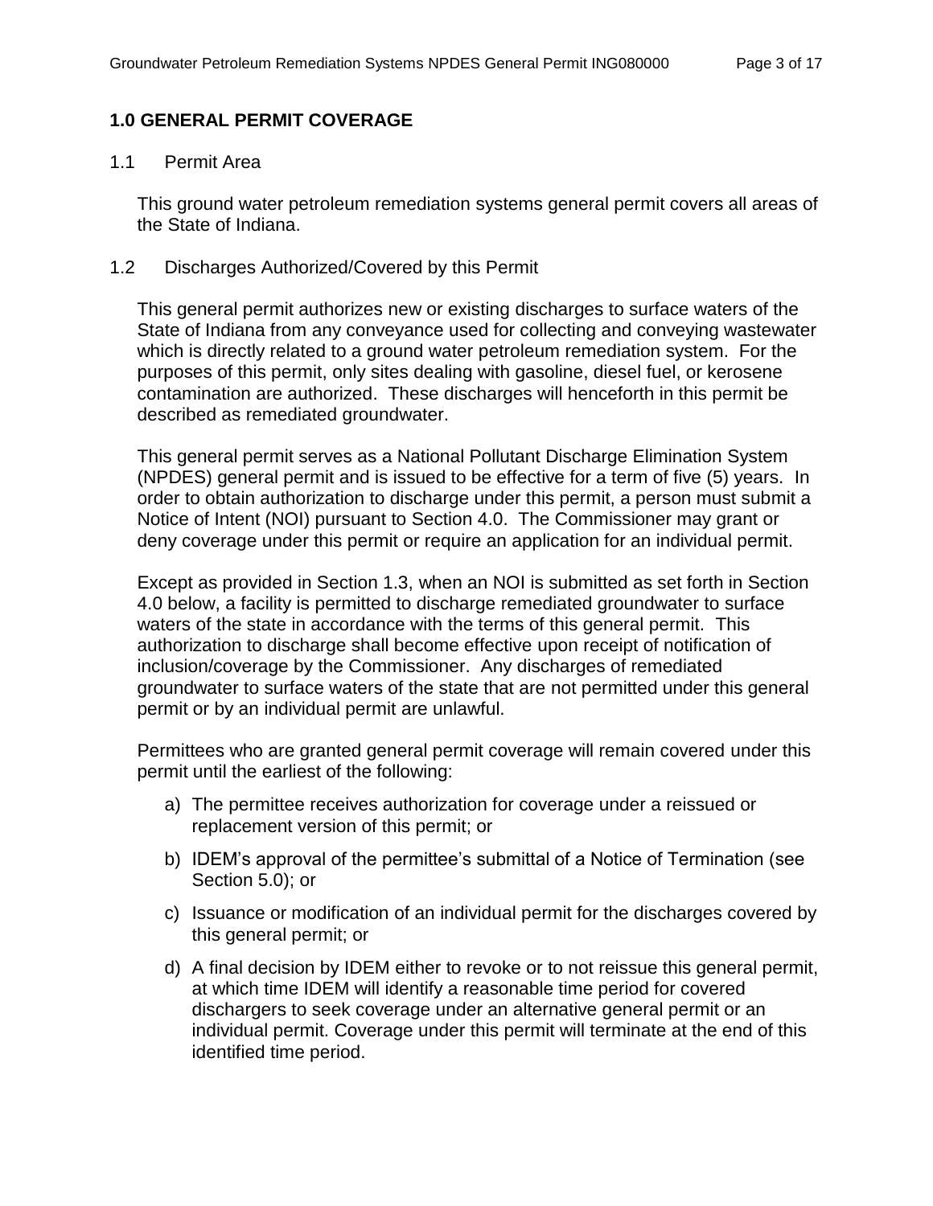## 1.0 GENERAL PERMIT COVERAGE

### 1.1 Permit Area

This ground water petroleum remediation systems general permit covers all areas of the State of Indiana.

### 1.2 Discharges Authorized/Covered by this Permit

This general permit authorizes new or existing discharges to surface waters of the State of Indiana from any conveyance used for collecting and conveying wastewater which is directly related to a ground water petroleum remediation system. For the purposes of this permit, only sites dealing with gasoline, diesel fuel, or kerosene contamination are authorized. These discharges will henceforth in this permit be described as remediated groundwater.

This general permit serves as a National Pollutant Discharge Elimination System (NPDES) general permit and is issued to be effective for a term of five (5) years. In order to obtain authorization to discharge under this permit, a person must submit a Notice of Intent (NOI) pursuant to Section 4.0. The Commissioner may grant or deny coverage under this permit or require an application for an individual permit.

Except as provided in Section 1.3, when an NOI is submitted as set forth in Section 4.0 below, a facility is permitted to discharge remediated groundwater to surface waters of the state in accordance with the terms of this general permit. This authorization to discharge shall become effective upon receipt of notification of inclusion/coverage by the Commissioner. Any discharges of remediated groundwater to surface waters of the state that are not permitted under this general permit or by an individual permit are unlawful.

Permittees who are granted general permit coverage will remain covered under this permit until the earliest of the following:

a) The permittee receives authorization for coverage under a reissued or replacement version of this permit; or

b) IDEM's approval of the permittee's submittal of a Notice of Termination (see Section 5.0); or

c) Issuance or modification of an individual permit for the discharges covered by this general permit; or

d) A final decision by IDEM either to revoke or to not reissue this general permit, at which time IDEM will identify a reasonable time period for covered dischargers to seek coverage under an alternative general permit or an individual permit. Coverage under this permit will terminate at the end of this identified time period.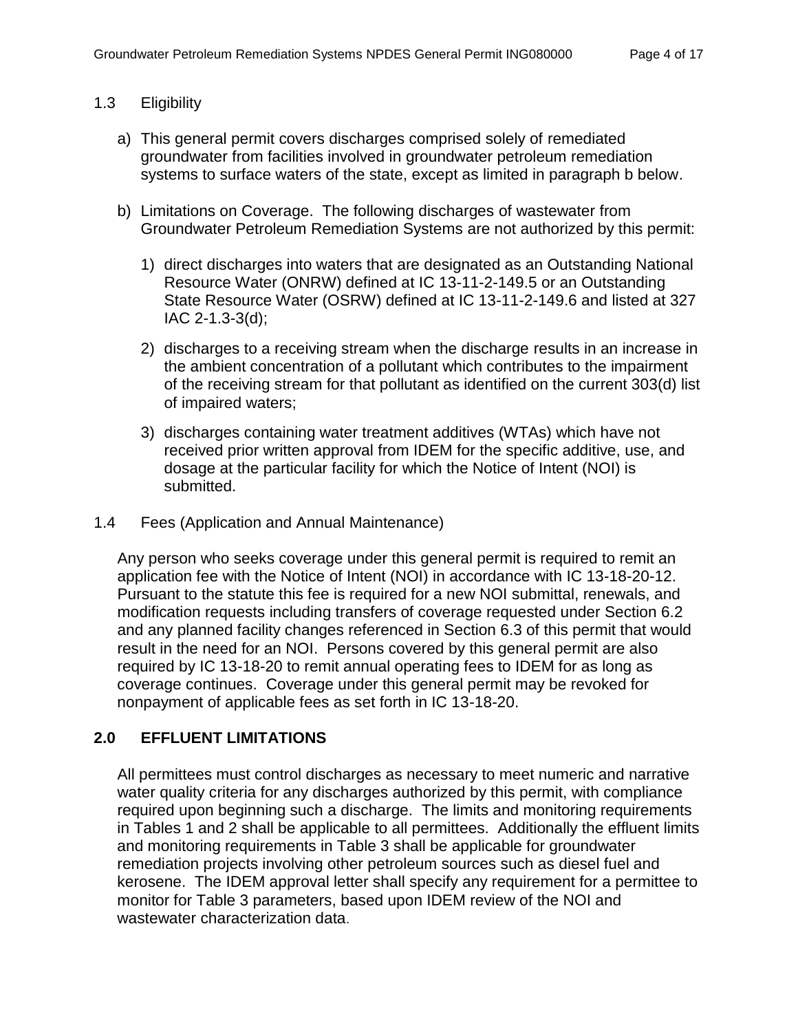### 1.3 Eligibility

a) This general permit covers discharges comprised solely of remediated groundwater from facilities involved in groundwater petroleum remediation systems to surface waters of the state, except as limited in paragraph b below.

b) Limitations on Coverage. The following discharges of wastewater from Groundwater Petroleum Remediation Systems are not authorized by this permit:

   1) direct discharges into waters that are designated as an Outstanding National Resource Water (ONRW) defined at IC 13-11-2-149.5 or an Outstanding State Resource Water (OSRW) defined at IC 13-11-2-149.6 and listed at 327 IAC 2-1.3-3(d);

   2) discharges to a receiving stream when the discharge results in an increase in the ambient concentration of a pollutant which contributes to the impairment of the receiving stream for that pollutant as identified on the current 303(d) list of impaired waters;

   3) discharges containing water treatment additives (WTAs) which have not received prior written approval from IDEM for the specific additive, use, and dosage at the particular facility for which the Notice of Intent (NOI) is submitted.

### 1.4 Fees (Application and Annual Maintenance)

Any person who seeks coverage under this general permit is required to remit an application fee with the Notice of Intent (NOI) in accordance with IC 13-18-20-12. Pursuant to the statute this fee is required for a new NOI submittal, renewals, and modification requests including transfers of coverage requested under Section 6.2 and any planned facility changes referenced in Section 6.3 of this permit that would result in the need for an NOI. Persons covered by this general permit are also required by IC 13-18-20 to remit annual operating fees to IDEM for as long as coverage continues. Coverage under this general permit may be revoked for nonpayment of applicable fees as set forth in IC 13-18-20.

## 2.0 EFFLUENT LIMITATIONS

All permittees must control discharges as necessary to meet numeric and narrative water quality criteria for any discharges authorized by this permit, with compliance required upon beginning such a discharge. The limits and monitoring requirements in Tables 1 and 2 shall be applicable to all permittees. Additionally the effluent limits and monitoring requirements in Table 3 shall be applicable for groundwater remediation projects involving other petroleum sources such as diesel fuel and kerosene. The IDEM approval letter shall specify any requirement for a permittee to monitor for Table 3 parameters, based upon IDEM review of the NOI and wastewater characterization data.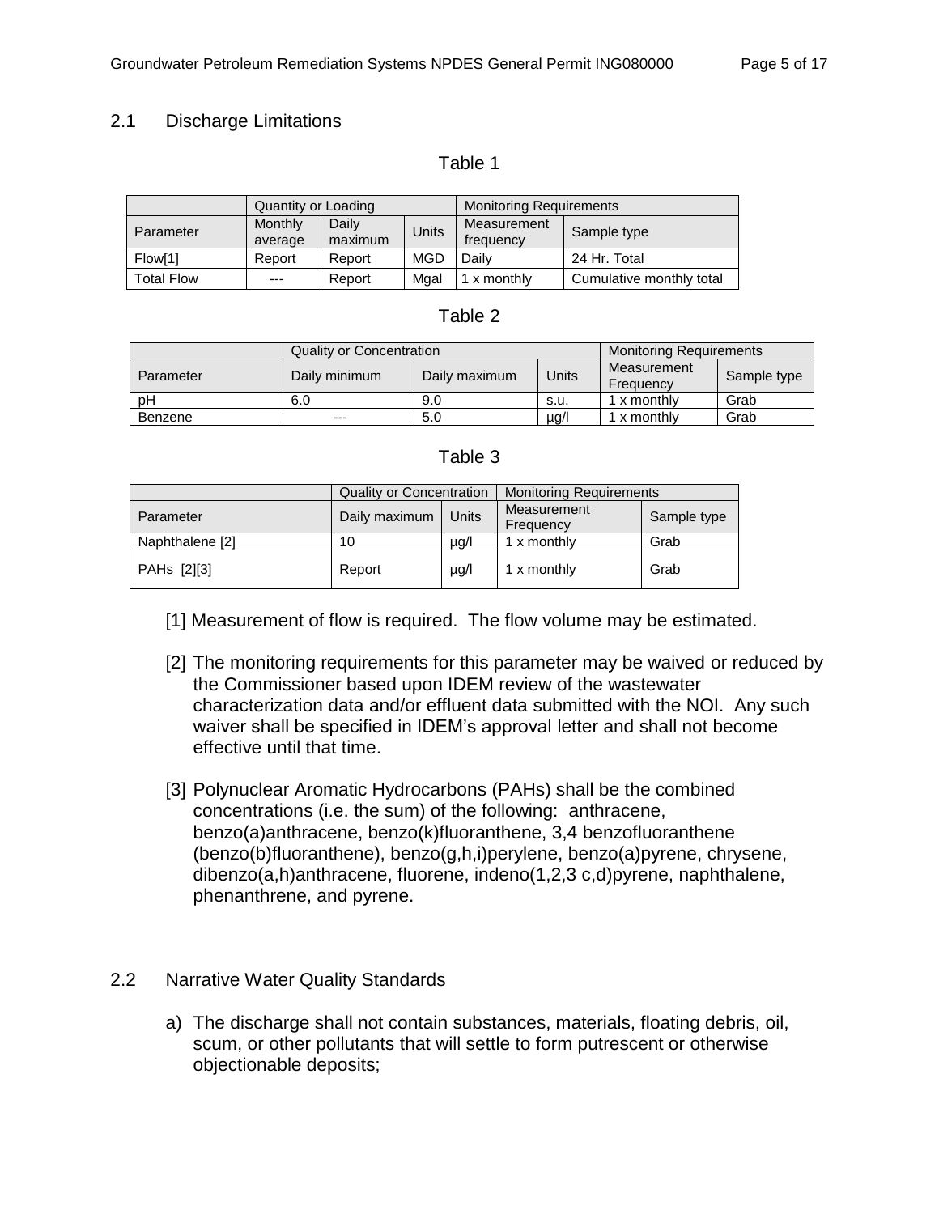## 2.1 Discharge Limitations

Table 1

| | Quantity or Loading | | | Monitoring Requirements | |
|---|---|---|---|---|---|
| Parameter | Monthly average | Daily maximum | Units | Measurement frequency | Sample type |
| Flow[1] | Report | Report | MGD | Daily | 24 Hr. Total |
| Total Flow | --- | Report | Mgal | 1 x monthly | Cumulative monthly total |

Table 2

| | Quality or Concentration | | | Monitoring Requirements | |
|---|---|---|---|---|---|
| Parameter | Daily minimum | Daily maximum | Units | Measurement Frequency | Sample type |
| pH | 6.0 | 9.0 | s.u. | 1 x monthly | Grab |
| Benzene | --- | 5.0 | µg/l | 1 x monthly | Grab |

Table 3

| | Quality or Concentration | | Monitoring Requirements | |
|---|---|---|---|---|
| Parameter | Daily maximum | Units | Measurement Frequency | Sample type |
| Naphthalene [2] | 10 | µg/l | 1 x monthly | Grab |
| PAHs [2][3] | Report | µg/l | 1 x monthly | Grab |

[1] Measurement of flow is required. The flow volume may be estimated.

[2] The monitoring requirements for this parameter may be waived or reduced by the Commissioner based upon IDEM review of the wastewater characterization data and/or effluent data submitted with the NOI. Any such waiver shall be specified in IDEM's approval letter and shall not become effective until that time.

[3] Polynuclear Aromatic Hydrocarbons (PAHs) shall be the combined concentrations (i.e. the sum) of the following: anthracene, benzo(a)anthracene, benzo(k)fluoranthene, 3,4 benzofluoranthene (benzo(b)fluoranthene), benzo(g,h,i)perylene, benzo(a)pyrene, chrysene, dibenzo(a,h)anthracene, fluorene, indeno(1,2,3 c,d)pyrene, naphthalene, phenanthrene, and pyrene.

## 2.2 Narrative Water Quality Standards

a) The discharge shall not contain substances, materials, floating debris, oil, scum, or other pollutants that will settle to form putrescent or otherwise objectionable deposits;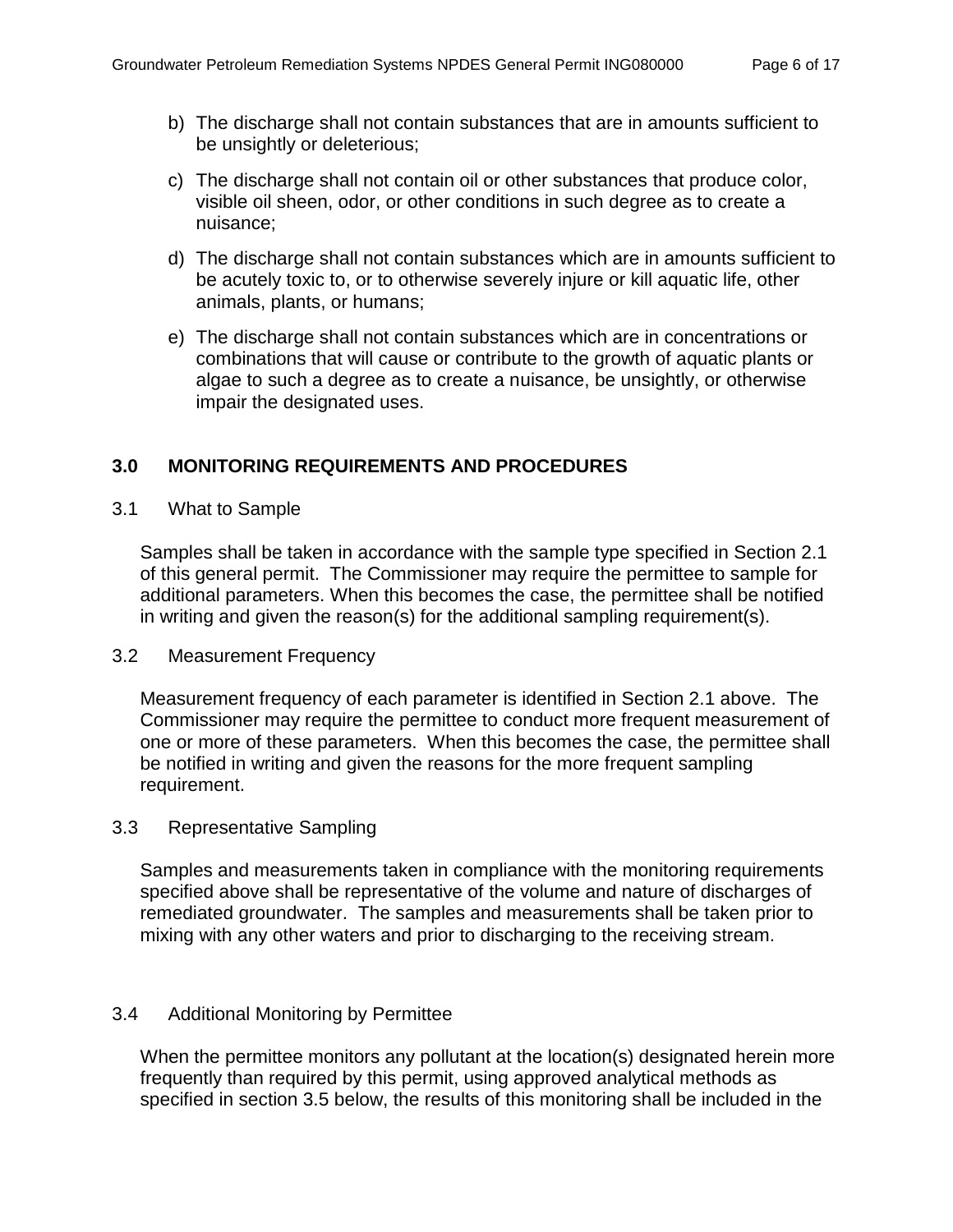b) The discharge shall not contain substances that are in amounts sufficient to be unsightly or deleterious;

c) The discharge shall not contain oil or other substances that produce color, visible oil sheen, odor, or other conditions in such degree as to create a nuisance;

d) The discharge shall not contain substances which are in amounts sufficient to be acutely toxic to, or to otherwise severely injure or kill aquatic life, other animals, plants, or humans;

e) The discharge shall not contain substances which are in concentrations or combinations that will cause or contribute to the growth of aquatic plants or algae to such a degree as to create a nuisance, be unsightly, or otherwise impair the designated uses.

## 3.0 MONITORING REQUIREMENTS AND PROCEDURES

### 3.1 What to Sample

Samples shall be taken in accordance with the sample type specified in Section 2.1 of this general permit. The Commissioner may require the permittee to sample for additional parameters. When this becomes the case, the permittee shall be notified in writing and given the reason(s) for the additional sampling requirement(s).

### 3.2 Measurement Frequency

Measurement frequency of each parameter is identified in Section 2.1 above. The Commissioner may require the permittee to conduct more frequent measurement of one or more of these parameters. When this becomes the case, the permittee shall be notified in writing and given the reasons for the more frequent sampling requirement.

### 3.3 Representative Sampling

Samples and measurements taken in compliance with the monitoring requirements specified above shall be representative of the volume and nature of discharges of remediated groundwater. The samples and measurements shall be taken prior to mixing with any other waters and prior to discharging to the receiving stream.

### 3.4 Additional Monitoring by Permittee

When the permittee monitors any pollutant at the location(s) designated herein more frequently than required by this permit, using approved analytical methods as specified in section 3.5 below, the results of this monitoring shall be included in the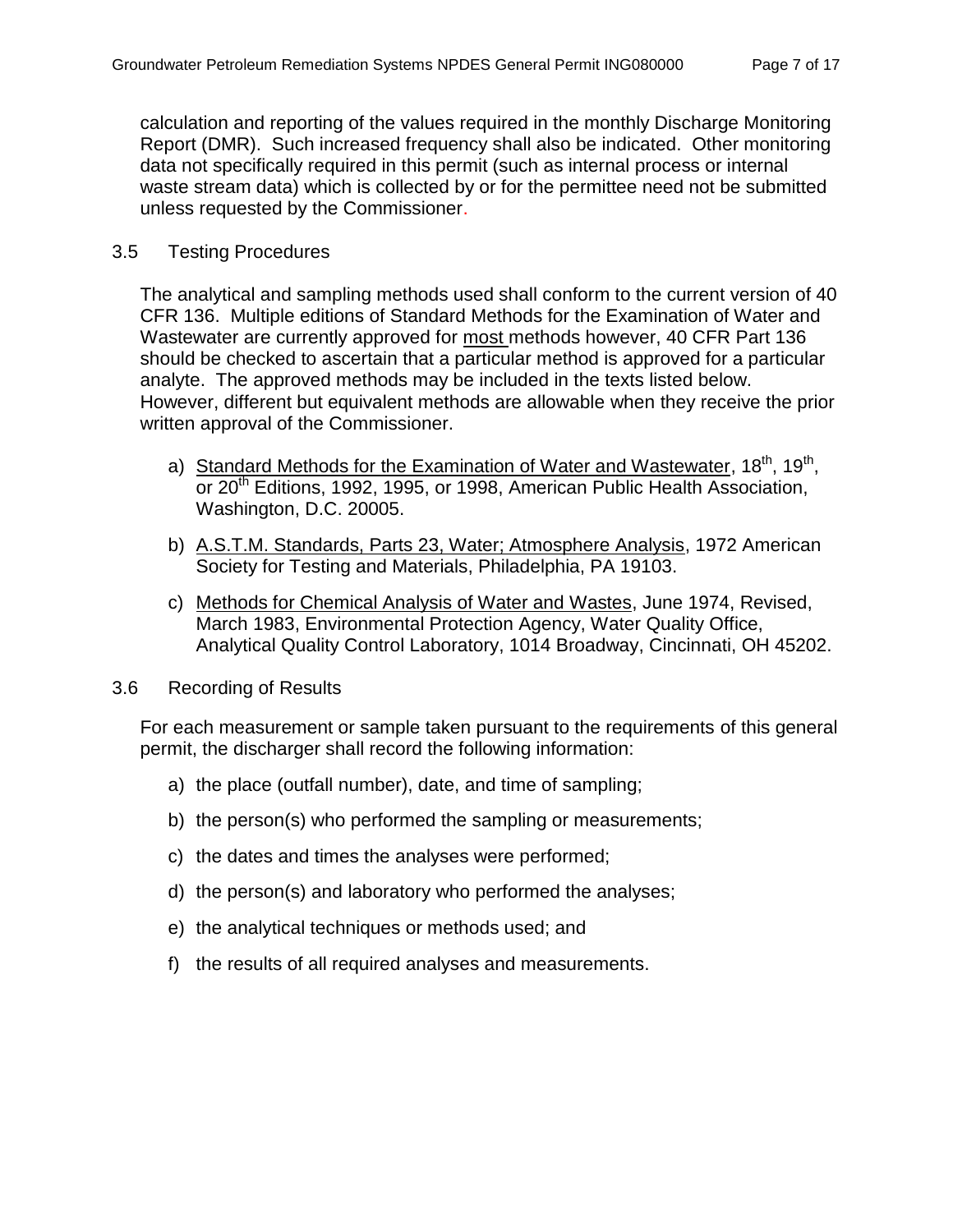calculation and reporting of the values required in the monthly Discharge Monitoring Report (DMR). Such increased frequency shall also be indicated. Other monitoring data not specifically required in this permit (such as internal process or internal waste stream data) which is collected by or for the permittee need not be submitted unless requested by the Commissioner.

### 3.5 Testing Procedures

The analytical and sampling methods used shall conform to the current version of 40 CFR 136. Multiple editions of Standard Methods for the Examination of Water and Wastewater are currently approved for <u>most</u> methods however, 40 CFR Part 136 should be checked to ascertain that a particular method is approved for a particular analyte. The approved methods may be included in the texts listed below. However, different but equivalent methods are allowable when they receive the prior written approval of the Commissioner.

a) <u>Standard Methods for the Examination of Water and Wastewater</u>, 18th, 19th, or 20th Editions, 1992, 1995, or 1998, American Public Health Association, Washington, D.C. 20005.

b) <u>A.S.T.M. Standards, Parts 23, Water; Atmosphere Analysis</u>, 1972 American Society for Testing and Materials, Philadelphia, PA 19103.

c) <u>Methods for Chemical Analysis of Water and Wastes</u>, June 1974, Revised, March 1983, Environmental Protection Agency, Water Quality Office, Analytical Quality Control Laboratory, 1014 Broadway, Cincinnati, OH 45202.

### 3.6 Recording of Results

For each measurement or sample taken pursuant to the requirements of this general permit, the discharger shall record the following information:

a) the place (outfall number), date, and time of sampling;

b) the person(s) who performed the sampling or measurements;

c) the dates and times the analyses were performed;

d) the person(s) and laboratory who performed the analyses;

e) the analytical techniques or methods used; and

f) the results of all required analyses and measurements.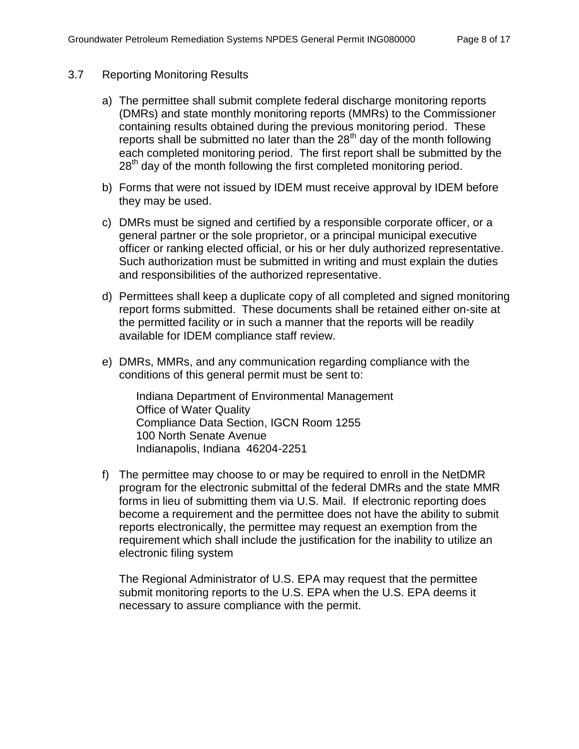## 3.7 Reporting Monitoring Results

a) The permittee shall submit complete federal discharge monitoring reports (DMRs) and state monthly monitoring reports (MMRs) to the Commissioner containing results obtained during the previous monitoring period. These reports shall be submitted no later than the 28th day of the month following each completed monitoring period. The first report shall be submitted by the 28th day of the month following the first completed monitoring period.

b) Forms that were not issued by IDEM must receive approval by IDEM before they may be used.

c) DMRs must be signed and certified by a responsible corporate officer, or a general partner or the sole proprietor, or a principal municipal executive officer or ranking elected official, or his or her duly authorized representative. Such authorization must be submitted in writing and must explain the duties and responsibilities of the authorized representative.

d) Permittees shall keep a duplicate copy of all completed and signed monitoring report forms submitted. These documents shall be retained either on-site at the permitted facility or in such a manner that the reports will be readily available for IDEM compliance staff review.

e) DMRs, MMRs, and any communication regarding compliance with the conditions of this general permit must be sent to:

   Indiana Department of Environmental Management
   Office of Water Quality
   Compliance Data Section, IGCN Room 1255
   100 North Senate Avenue
   Indianapolis, Indiana 46204-2251

f) The permittee may choose to or may be required to enroll in the NetDMR program for the electronic submittal of the federal DMRs and the state MMR forms in lieu of submitting them via U.S. Mail. If electronic reporting does become a requirement and the permittee does not have the ability to submit reports electronically, the permittee may request an exemption from the requirement which shall include the justification for the inability to utilize an electronic filing system

   The Regional Administrator of U.S. EPA may request that the permittee submit monitoring reports to the U.S. EPA when the U.S. EPA deems it necessary to assure compliance with the permit.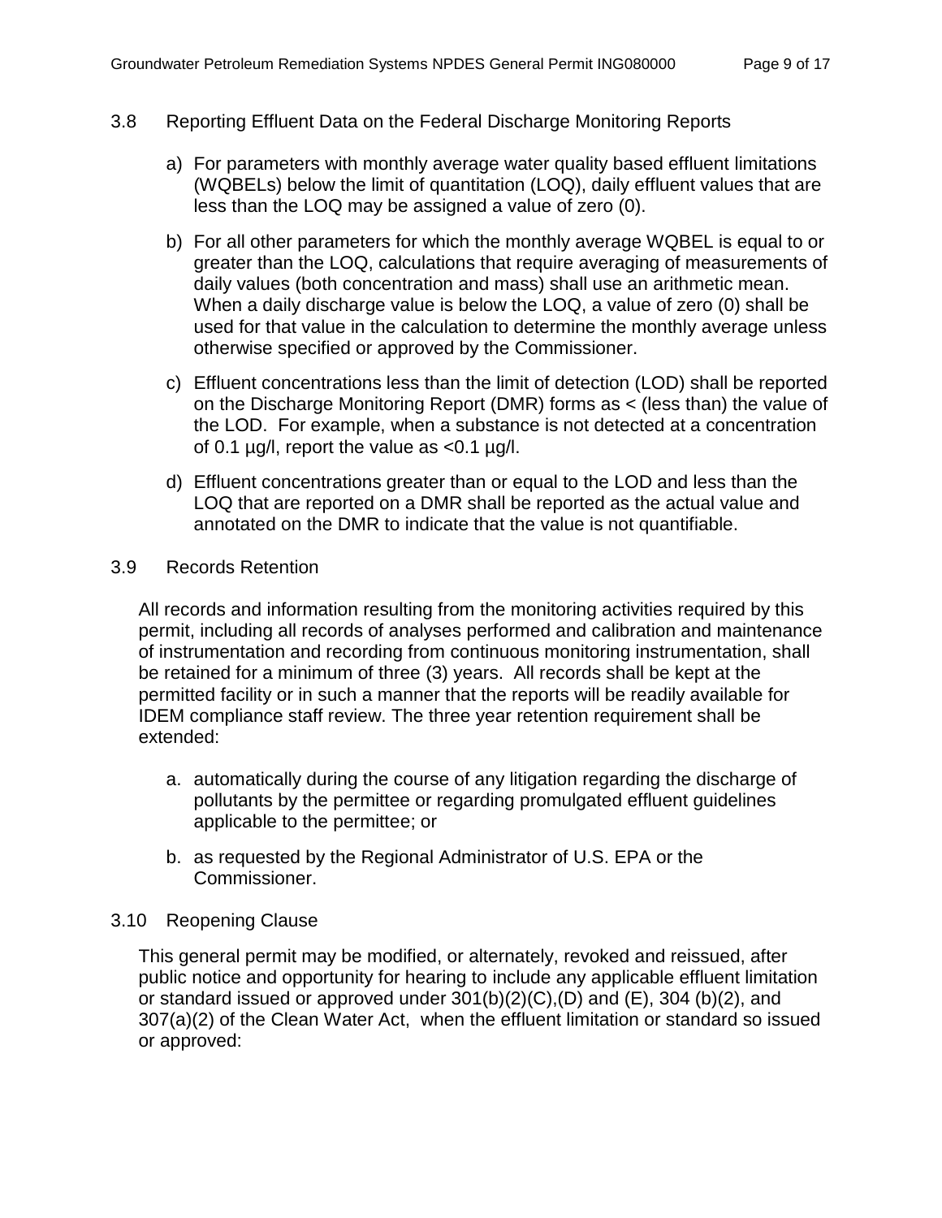### 3.8 Reporting Effluent Data on the Federal Discharge Monitoring Reports

a) For parameters with monthly average water quality based effluent limitations (WQBELs) below the limit of quantitation (LOQ), daily effluent values that are less than the LOQ may be assigned a value of zero (0).

b) For all other parameters for which the monthly average WQBEL is equal to or greater than the LOQ, calculations that require averaging of measurements of daily values (both concentration and mass) shall use an arithmetic mean. When a daily discharge value is below the LOQ, a value of zero (0) shall be used for that value in the calculation to determine the monthly average unless otherwise specified or approved by the Commissioner.

c) Effluent concentrations less than the limit of detection (LOD) shall be reported on the Discharge Monitoring Report (DMR) forms as < (less than) the value of the LOD. For example, when a substance is not detected at a concentration of 0.1 µg/l, report the value as <0.1 µg/l.

d) Effluent concentrations greater than or equal to the LOD and less than the LOQ that are reported on a DMR shall be reported as the actual value and annotated on the DMR to indicate that the value is not quantifiable.

### 3.9 Records Retention

All records and information resulting from the monitoring activities required by this permit, including all records of analyses performed and calibration and maintenance of instrumentation and recording from continuous monitoring instrumentation, shall be retained for a minimum of three (3) years. All records shall be kept at the permitted facility or in such a manner that the reports will be readily available for IDEM compliance staff review. The three year retention requirement shall be extended:

a. automatically during the course of any litigation regarding the discharge of pollutants by the permittee or regarding promulgated effluent guidelines applicable to the permittee; or

b. as requested by the Regional Administrator of U.S. EPA or the Commissioner.

### 3.10 Reopening Clause

This general permit may be modified, or alternately, revoked and reissued, after public notice and opportunity for hearing to include any applicable effluent limitation or standard issued or approved under 301(b)(2)(C),(D) and (E), 304 (b)(2), and 307(a)(2) of the Clean Water Act, when the effluent limitation or standard so issued or approved: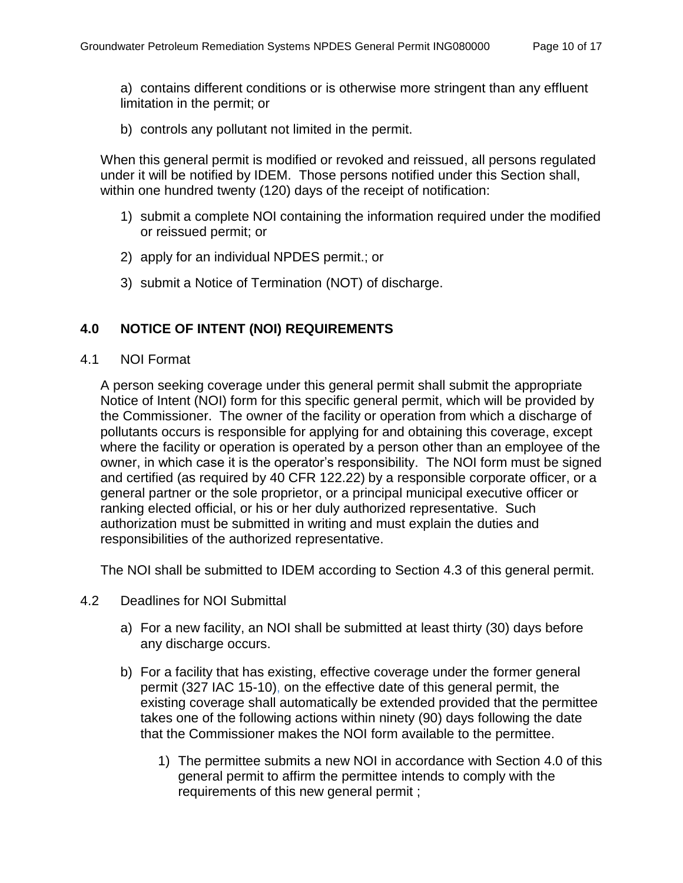a) contains different conditions or is otherwise more stringent than any effluent limitation in the permit; or

b) controls any pollutant not limited in the permit.

When this general permit is modified or revoked and reissued, all persons regulated under it will be notified by IDEM. Those persons notified under this Section shall, within one hundred twenty (120) days of the receipt of notification:

1) submit a complete NOI containing the information required under the modified or reissued permit; or

2) apply for an individual NPDES permit.; or

3) submit a Notice of Termination (NOT) of discharge.

## 4.0 NOTICE OF INTENT (NOI) REQUIREMENTS

### 4.1 NOI Format

A person seeking coverage under this general permit shall submit the appropriate Notice of Intent (NOI) form for this specific general permit, which will be provided by the Commissioner. The owner of the facility or operation from which a discharge of pollutants occurs is responsible for applying for and obtaining this coverage, except where the facility or operation is operated by a person other than an employee of the owner, in which case it is the operator's responsibility. The NOI form must be signed and certified (as required by 40 CFR 122.22) by a responsible corporate officer, or a general partner or the sole proprietor, or a principal municipal executive officer or ranking elected official, or his or her duly authorized representative. Such authorization must be submitted in writing and must explain the duties and responsibilities of the authorized representative.

The NOI shall be submitted to IDEM according to Section 4.3 of this general permit.

### 4.2 Deadlines for NOI Submittal

a) For a new facility, an NOI shall be submitted at least thirty (30) days before any discharge occurs.

b) For a facility that has existing, effective coverage under the former general permit (327 IAC 15-10), on the effective date of this general permit, the existing coverage shall automatically be extended provided that the permittee takes one of the following actions within ninety (90) days following the date that the Commissioner makes the NOI form available to the permittee.

   1) The permittee submits a new NOI in accordance with Section 4.0 of this general permit to affirm the permittee intends to comply with the requirements of this new general permit ;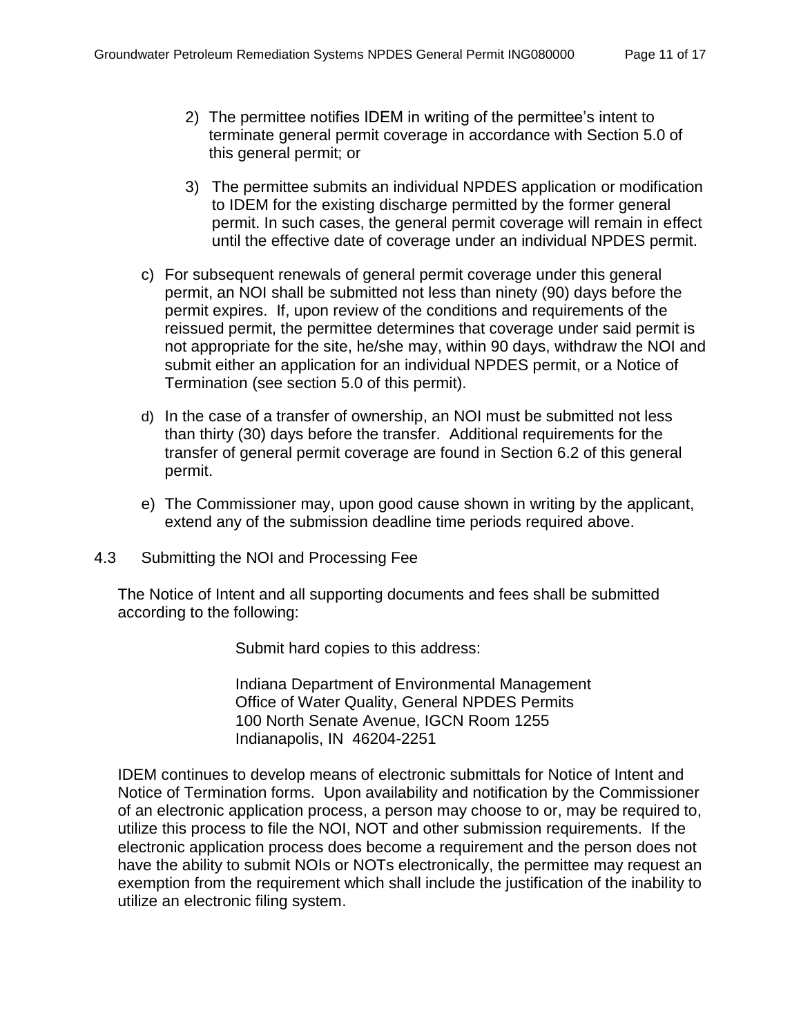2) The permittee notifies IDEM in writing of the permittee's intent to terminate general permit coverage in accordance with Section 5.0 of this general permit; or

3) The permittee submits an individual NPDES application or modification to IDEM for the existing discharge permitted by the former general permit. In such cases, the general permit coverage will remain in effect until the effective date of coverage under an individual NPDES permit.

c) For subsequent renewals of general permit coverage under this general permit, an NOI shall be submitted not less than ninety (90) days before the permit expires. If, upon review of the conditions and requirements of the reissued permit, the permittee determines that coverage under said permit is not appropriate for the site, he/she may, within 90 days, withdraw the NOI and submit either an application for an individual NPDES permit, or a Notice of Termination (see section 5.0 of this permit).

d) In the case of a transfer of ownership, an NOI must be submitted not less than thirty (30) days before the transfer. Additional requirements for the transfer of general permit coverage are found in Section 6.2 of this general permit.

e) The Commissioner may, upon good cause shown in writing by the applicant, extend any of the submission deadline time periods required above.

## 4.3 Submitting the NOI and Processing Fee

The Notice of Intent and all supporting documents and fees shall be submitted according to the following:

Submit hard copies to this address:

Indiana Department of Environmental Management
Office of Water Quality, General NPDES Permits
100 North Senate Avenue, IGCN Room 1255
Indianapolis, IN 46204-2251

IDEM continues to develop means of electronic submittals for Notice of Intent and Notice of Termination forms. Upon availability and notification by the Commissioner of an electronic application process, a person may choose to or, may be required to, utilize this process to file the NOI, NOT and other submission requirements. If the electronic application process does become a requirement and the person does not have the ability to submit NOIs or NOTs electronically, the permittee may request an exemption from the requirement which shall include the justification of the inability to utilize an electronic filing system.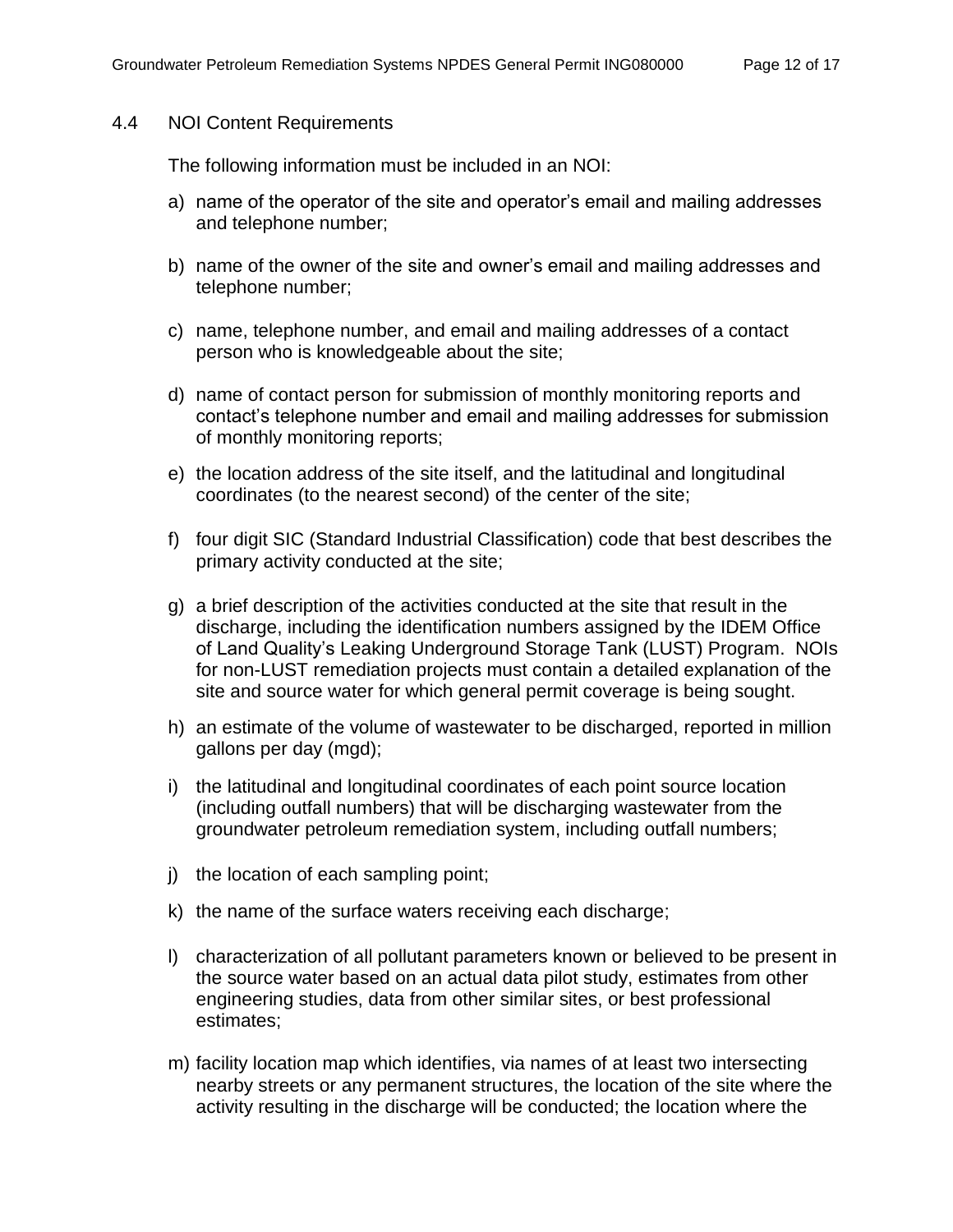## 4.4 NOI Content Requirements

The following information must be included in an NOI:

a) name of the operator of the site and operator's email and mailing addresses and telephone number;

b) name of the owner of the site and owner's email and mailing addresses and telephone number;

c) name, telephone number, and email and mailing addresses of a contact person who is knowledgeable about the site;

d) name of contact person for submission of monthly monitoring reports and contact's telephone number and email and mailing addresses for submission of monthly monitoring reports;

e) the location address of the site itself, and the latitudinal and longitudinal coordinates (to the nearest second) of the center of the site;

f) four digit SIC (Standard Industrial Classification) code that best describes the primary activity conducted at the site;

g) a brief description of the activities conducted at the site that result in the discharge, including the identification numbers assigned by the IDEM Office of Land Quality's Leaking Underground Storage Tank (LUST) Program. NOIs for non-LUST remediation projects must contain a detailed explanation of the site and source water for which general permit coverage is being sought.

h) an estimate of the volume of wastewater to be discharged, reported in million gallons per day (mgd);

i) the latitudinal and longitudinal coordinates of each point source location (including outfall numbers) that will be discharging wastewater from the groundwater petroleum remediation system, including outfall numbers;

j) the location of each sampling point;

k) the name of the surface waters receiving each discharge;

l) characterization of all pollutant parameters known or believed to be present in the source water based on an actual data pilot study, estimates from other engineering studies, data from other similar sites, or best professional estimates;

m) facility location map which identifies, via names of at least two intersecting nearby streets or any permanent structures, the location of the site where the activity resulting in the discharge will be conducted; the location where the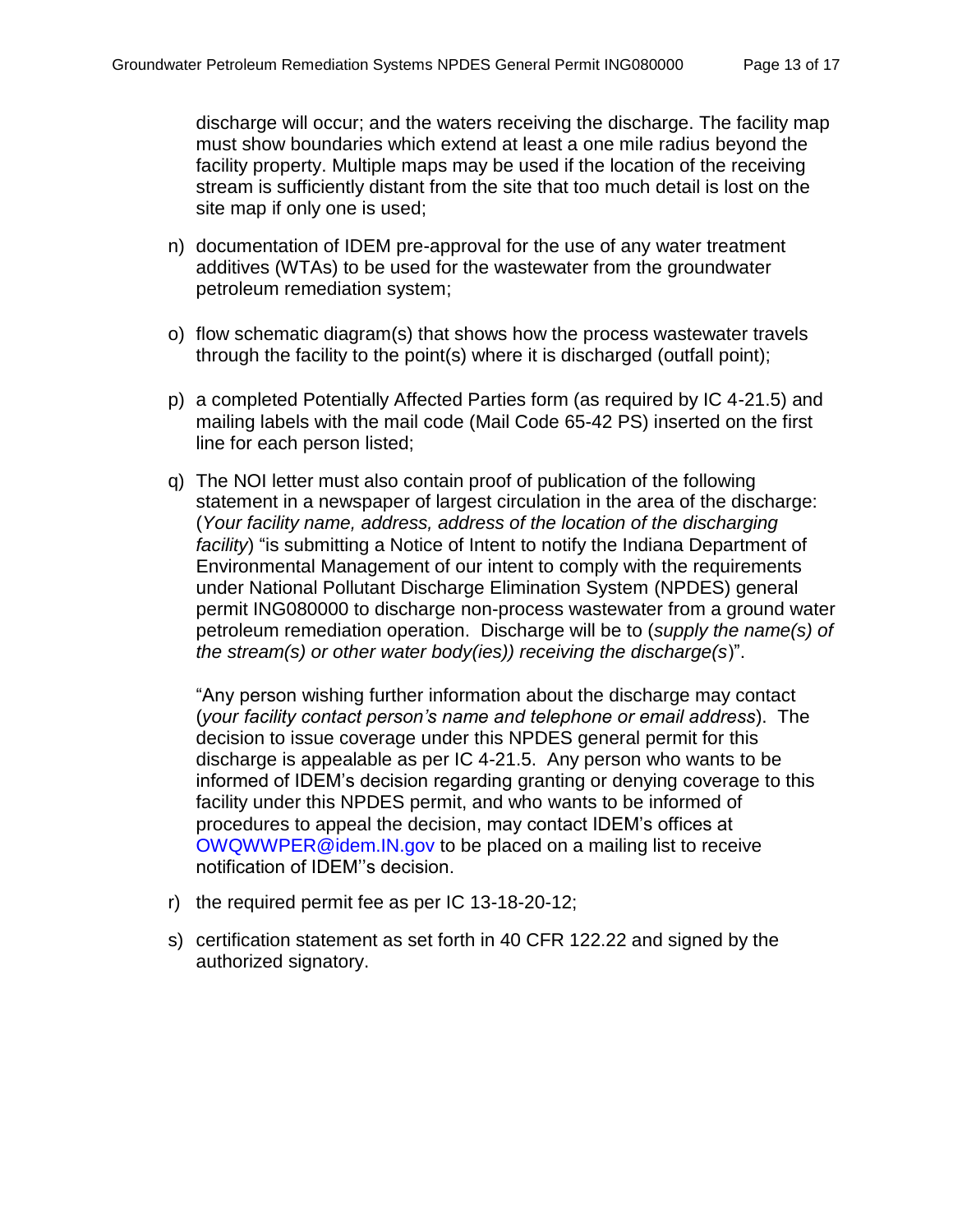discharge will occur; and the waters receiving the discharge. The facility map must show boundaries which extend at least a one mile radius beyond the facility property. Multiple maps may be used if the location of the receiving stream is sufficiently distant from the site that too much detail is lost on the site map if only one is used;

n) documentation of IDEM pre-approval for the use of any water treatment additives (WTAs) to be used for the wastewater from the groundwater petroleum remediation system;

o) flow schematic diagram(s) that shows how the process wastewater travels through the facility to the point(s) where it is discharged (outfall point);

p) a completed Potentially Affected Parties form (as required by IC 4-21.5) and mailing labels with the mail code (Mail Code 65-42 PS) inserted on the first line for each person listed;

q) The NOI letter must also contain proof of publication of the following statement in a newspaper of largest circulation in the area of the discharge: (*Your facility name, address, address of the location of the discharging facility*) "is submitting a Notice of Intent to notify the Indiana Department of Environmental Management of our intent to comply with the requirements under National Pollutant Discharge Elimination System (NPDES) general permit ING080000 to discharge non-process wastewater from a ground water petroleum remediation operation. Discharge will be to (*supply the name(s) of the stream(s) or other water body(ies)) receiving the discharge(s*)".

   "Any person wishing further information about the discharge may contact (*your facility contact person's name and telephone or email address*). The decision to issue coverage under this NPDES general permit for this discharge is appealable as per IC 4-21.5. Any person who wants to be informed of IDEM's decision regarding granting or denying coverage to this facility under this NPDES permit, and who wants to be informed of procedures to appeal the decision, may contact IDEM's offices at OWQWWPER@idem.IN.gov to be placed on a mailing list to receive notification of IDEM''s decision.

r) the required permit fee as per IC 13-18-20-12;

s) certification statement as set forth in 40 CFR 122.22 and signed by the authorized signatory.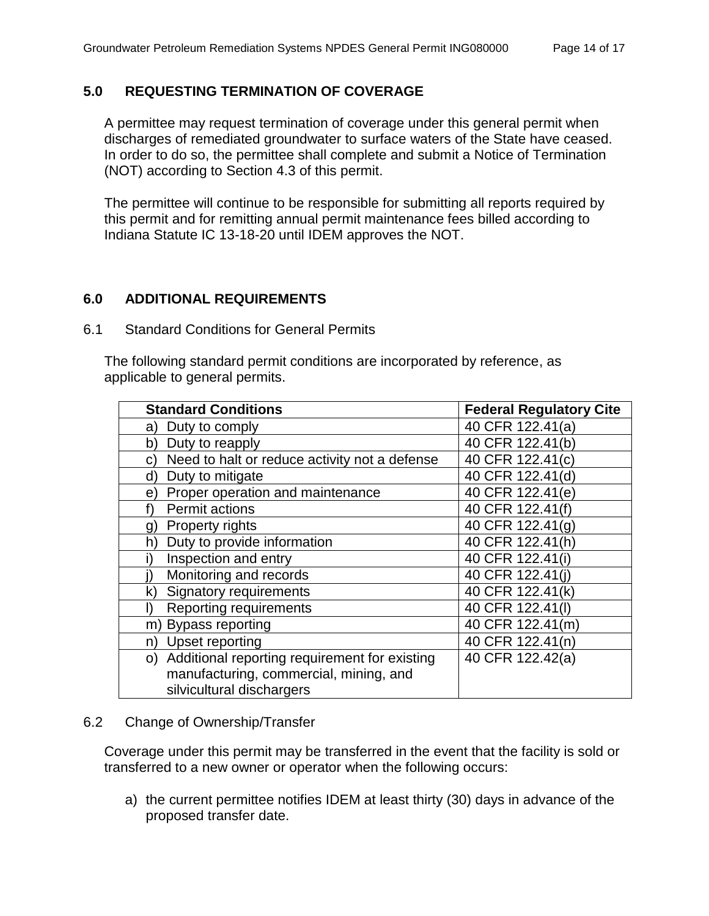## 5.0 REQUESTING TERMINATION OF COVERAGE

A permittee may request termination of coverage under this general permit when discharges of remediated groundwater to surface waters of the State have ceased. In order to do so, the permittee shall complete and submit a Notice of Termination (NOT) according to Section 4.3 of this permit.

The permittee will continue to be responsible for submitting all reports required by this permit and for remitting annual permit maintenance fees billed according to Indiana Statute IC 13-18-20 until IDEM approves the NOT.

## 6.0 ADDITIONAL REQUIREMENTS

### 6.1 Standard Conditions for General Permits

The following standard permit conditions are incorporated by reference, as applicable to general permits.

| Standard Conditions | Federal Regulatory Cite |
|---|---|
| a) Duty to comply | 40 CFR 122.41(a) |
| b) Duty to reapply | 40 CFR 122.41(b) |
| c) Need to halt or reduce activity not a defense | 40 CFR 122.41(c) |
| d) Duty to mitigate | 40 CFR 122.41(d) |
| e) Proper operation and maintenance | 40 CFR 122.41(e) |
| f) Permit actions | 40 CFR 122.41(f) |
| g) Property rights | 40 CFR 122.41(g) |
| h) Duty to provide information | 40 CFR 122.41(h) |
| i) Inspection and entry | 40 CFR 122.41(i) |
| j) Monitoring and records | 40 CFR 122.41(j) |
| k) Signatory requirements | 40 CFR 122.41(k) |
| l) Reporting requirements | 40 CFR 122.41(l) |
| m) Bypass reporting | 40 CFR 122.41(m) |
| n) Upset reporting | 40 CFR 122.41(n) |
| o) Additional reporting requirement for existing manufacturing, commercial, mining, and silvicultural dischargers | 40 CFR 122.42(a) |

### 6.2 Change of Ownership/Transfer

Coverage under this permit may be transferred in the event that the facility is sold or transferred to a new owner or operator when the following occurs:

a) the current permittee notifies IDEM at least thirty (30) days in advance of the proposed transfer date.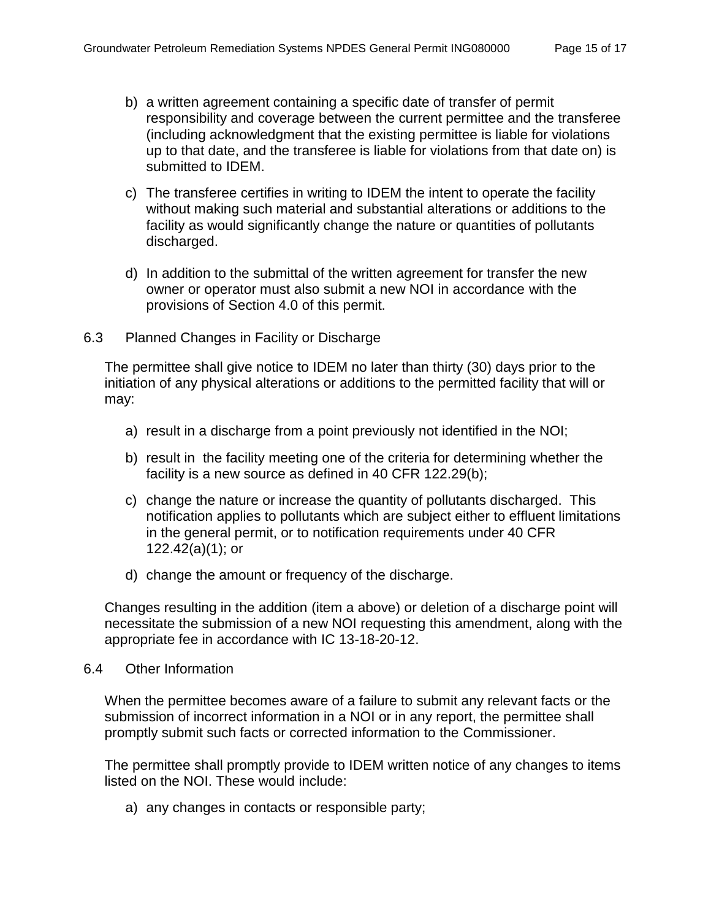b) a written agreement containing a specific date of transfer of permit responsibility and coverage between the current permittee and the transferee (including acknowledgment that the existing permittee is liable for violations up to that date, and the transferee is liable for violations from that date on) is submitted to IDEM.

c) The transferee certifies in writing to IDEM the intent to operate the facility without making such material and substantial alterations or additions to the facility as would significantly change the nature or quantities of pollutants discharged.

d) In addition to the submittal of the written agreement for transfer the new owner or operator must also submit a new NOI in accordance with the provisions of Section 4.0 of this permit.

## 6.3 Planned Changes in Facility or Discharge

The permittee shall give notice to IDEM no later than thirty (30) days prior to the initiation of any physical alterations or additions to the permitted facility that will or may:

a) result in a discharge from a point previously not identified in the NOI;

b) result in the facility meeting one of the criteria for determining whether the facility is a new source as defined in 40 CFR 122.29(b);

c) change the nature or increase the quantity of pollutants discharged. This notification applies to pollutants which are subject either to effluent limitations in the general permit, or to notification requirements under 40 CFR 122.42(a)(1); or

d) change the amount or frequency of the discharge.

Changes resulting in the addition (item a above) or deletion of a discharge point will necessitate the submission of a new NOI requesting this amendment, along with the appropriate fee in accordance with IC 13-18-20-12.

## 6.4 Other Information

When the permittee becomes aware of a failure to submit any relevant facts or the submission of incorrect information in a NOI or in any report, the permittee shall promptly submit such facts or corrected information to the Commissioner.

The permittee shall promptly provide to IDEM written notice of any changes to items listed on the NOI. These would include:

a) any changes in contacts or responsible party;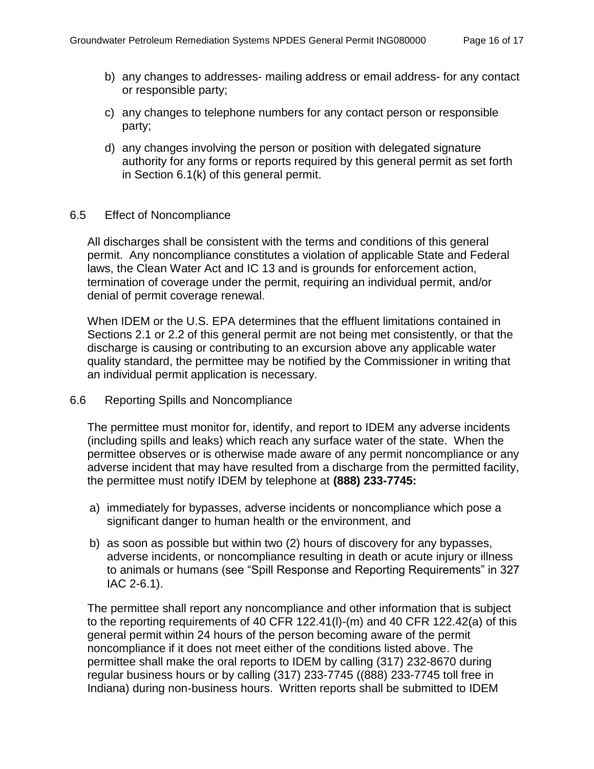b) any changes to addresses- mailing address or email address- for any contact or responsible party;

c) any changes to telephone numbers for any contact person or responsible party;

d) any changes involving the person or position with delegated signature authority for any forms or reports required by this general permit as set forth in Section 6.1(k) of this general permit.

### 6.5 Effect of Noncompliance

All discharges shall be consistent with the terms and conditions of this general permit. Any noncompliance constitutes a violation of applicable State and Federal laws, the Clean Water Act and IC 13 and is grounds for enforcement action, termination of coverage under the permit, requiring an individual permit, and/or denial of permit coverage renewal.

When IDEM or the U.S. EPA determines that the effluent limitations contained in Sections 2.1 or 2.2 of this general permit are not being met consistently, or that the discharge is causing or contributing to an excursion above any applicable water quality standard, the permittee may be notified by the Commissioner in writing that an individual permit application is necessary.

### 6.6 Reporting Spills and Noncompliance

The permittee must monitor for, identify, and report to IDEM any adverse incidents (including spills and leaks) which reach any surface water of the state. When the permittee observes or is otherwise made aware of any permit noncompliance or any adverse incident that may have resulted from a discharge from the permitted facility, the permittee must notify IDEM by telephone at **(888) 233-7745:**

a) immediately for bypasses, adverse incidents or noncompliance which pose a significant danger to human health or the environment, and

b) as soon as possible but within two (2) hours of discovery for any bypasses, adverse incidents, or noncompliance resulting in death or acute injury or illness to animals or humans (see "Spill Response and Reporting Requirements" in 327 IAC 2-6.1).

The permittee shall report any noncompliance and other information that is subject to the reporting requirements of 40 CFR 122.41(l)-(m) and 40 CFR 122.42(a) of this general permit within 24 hours of the person becoming aware of the permit noncompliance if it does not meet either of the conditions listed above. The permittee shall make the oral reports to IDEM by calling (317) 232-8670 during regular business hours or by calling (317) 233-7745 ((888) 233-7745 toll free in Indiana) during non-business hours. Written reports shall be submitted to IDEM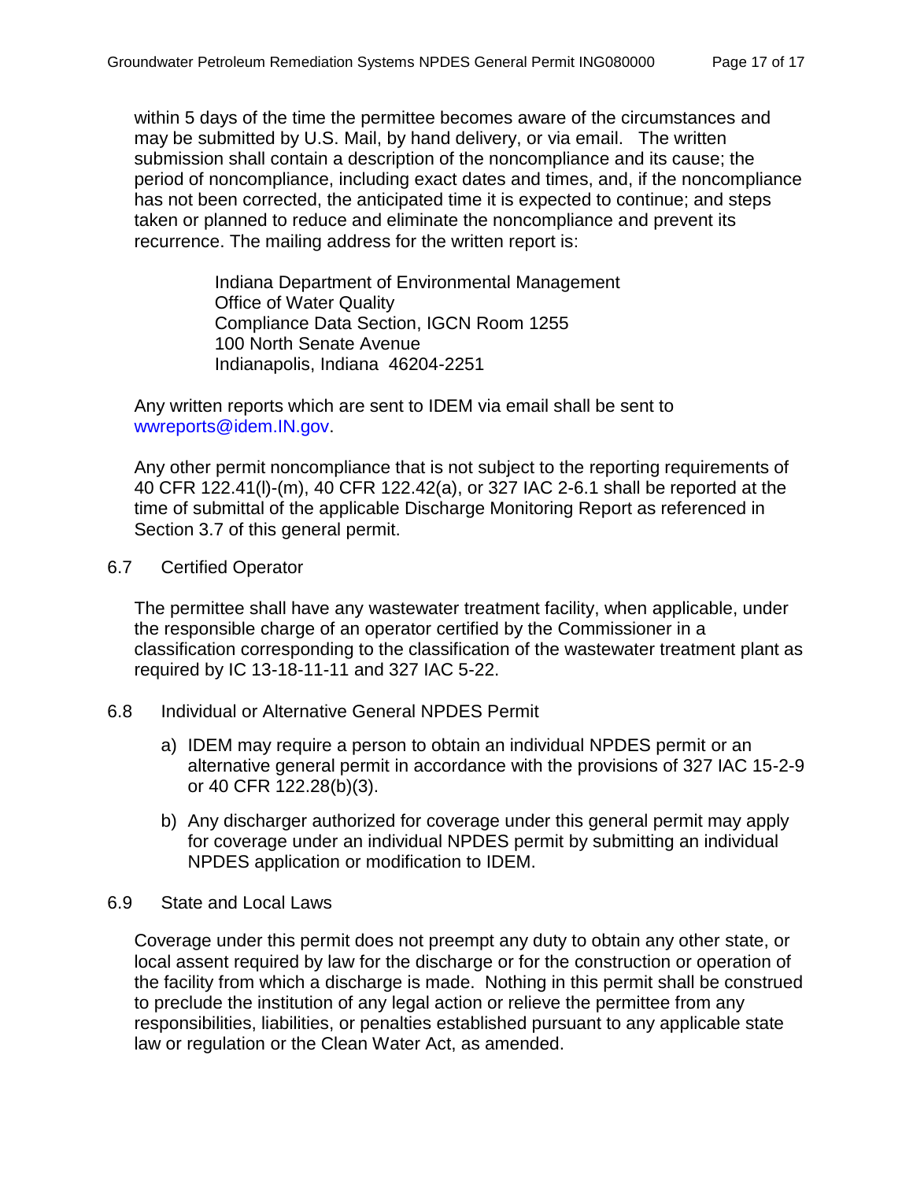within 5 days of the time the permittee becomes aware of the circumstances and may be submitted by U.S. Mail, by hand delivery, or via email. The written submission shall contain a description of the noncompliance and its cause; the period of noncompliance, including exact dates and times, and, if the noncompliance has not been corrected, the anticipated time it is expected to continue; and steps taken or planned to reduce and eliminate the noncompliance and prevent its recurrence. The mailing address for the written report is:

> Indiana Department of Environmental Management
> Office of Water Quality
> Compliance Data Section, IGCN Room 1255
> 100 North Senate Avenue
> Indianapolis, Indiana 46204-2251

Any written reports which are sent to IDEM via email shall be sent to wwreports@idem.IN.gov.

Any other permit noncompliance that is not subject to the reporting requirements of 40 CFR 122.41(l)-(m), 40 CFR 122.42(a), or 327 IAC 2-6.1 shall be reported at the time of submittal of the applicable Discharge Monitoring Report as referenced in Section 3.7 of this general permit.

## 6.7 Certified Operator

The permittee shall have any wastewater treatment facility, when applicable, under the responsible charge of an operator certified by the Commissioner in a classification corresponding to the classification of the wastewater treatment plant as required by IC 13-18-11-11 and 327 IAC 5-22.

## 6.8 Individual or Alternative General NPDES Permit

a) IDEM may require a person to obtain an individual NPDES permit or an alternative general permit in accordance with the provisions of 327 IAC 15-2-9 or 40 CFR 122.28(b)(3).

b) Any discharger authorized for coverage under this general permit may apply for coverage under an individual NPDES permit by submitting an individual NPDES application or modification to IDEM.

## 6.9 State and Local Laws

Coverage under this permit does not preempt any duty to obtain any other state, or local assent required by law for the discharge or for the construction or operation of the facility from which a discharge is made. Nothing in this permit shall be construed to preclude the institution of any legal action or relieve the permittee from any responsibilities, liabilities, or penalties established pursuant to any applicable state law or regulation or the Clean Water Act, as amended.